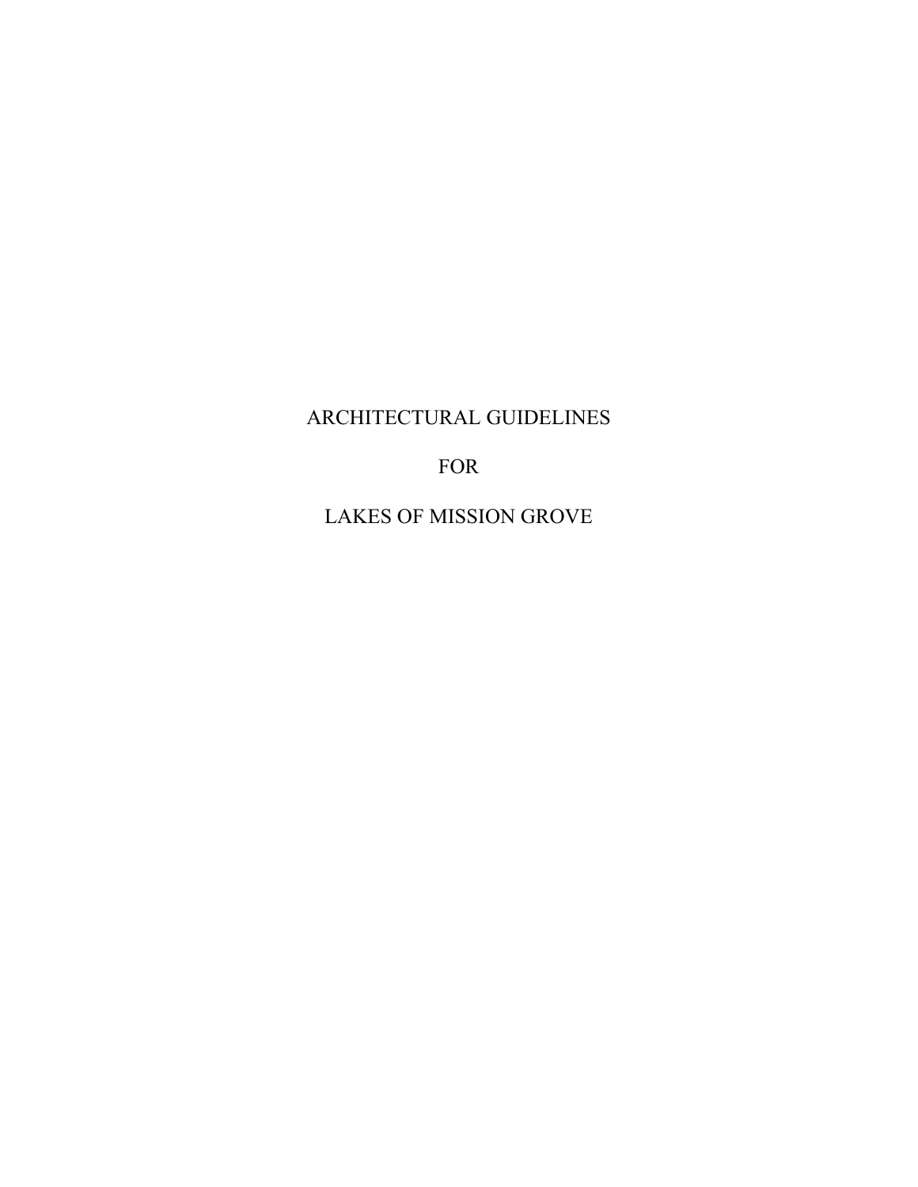# ARCHITECTURAL GUIDELINES

# FOR

# LAKES OF MISSION GROVE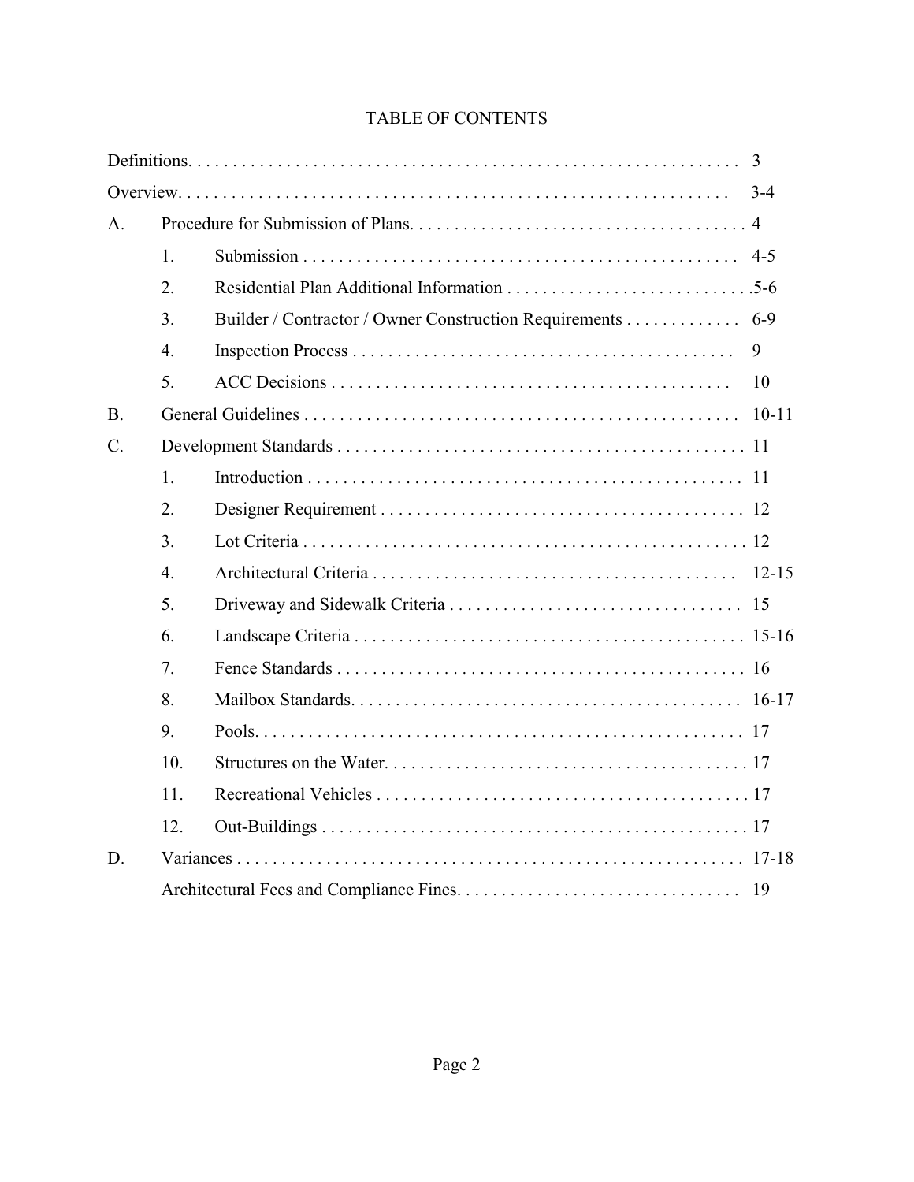# TABLE OF CONTENTS

| | | | |
|---|---|---|---|
| Definitions | | | 3 |
| Overview | | | 3-4 |
| A. | Procedure for Submission of Plans | | 4 |
| | 1. | Submission | 4-5 |
| | 2. | Residential Plan Additional Information | 5-6 |
| | 3. | Builder / Contractor / Owner Construction Requirements | 6-9 |
| | 4. | Inspection Process | 9 |
| | 5. | ACC Decisions | 10 |
| B. | General Guidelines | | 10-11 |
| C. | Development Standards | | 11 |
| | 1. | Introduction | 11 |
| | 2. | Designer Requirement | 12 |
| | 3. | Lot Criteria | 12 |
| | 4. | Architectural Criteria | 12-15 |
| | 5. | Driveway and Sidewalk Criteria | 15 |
| | 6. | Landscape Criteria | 15-16 |
| | 7. | Fence Standards | 16 |
| | 8. | Mailbox Standards | 16-17 |
| | 9. | Pools | 17 |
| | 10. | Structures on the Water | 17 |
| | 11. | Recreational Vehicles | 17 |
| | 12. | Out-Buildings | 17 |
| D. | Variances | | 17-18 |
| | Architectural Fees and Compliance Fines | | 19 |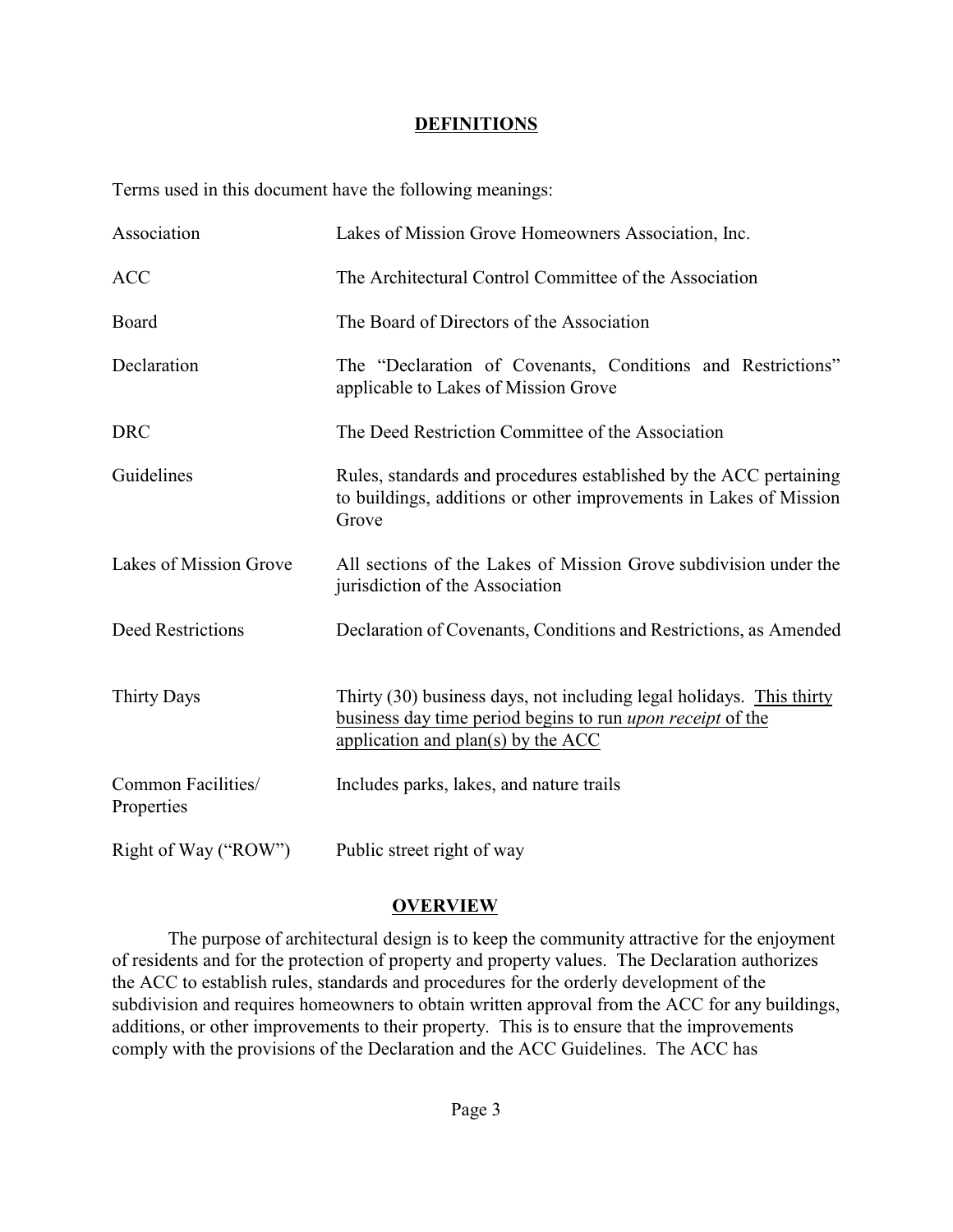## DEFINITIONS

Terms used in this document have the following meanings:

| Term | Meaning |
|---|---|
| Association | Lakes of Mission Grove Homeowners Association, Inc. |
| ACC | The Architectural Control Committee of the Association |
| Board | The Board of Directors of the Association |
| Declaration | The "Declaration of Covenants, Conditions and Restrictions" applicable to Lakes of Mission Grove |
| DRC | The Deed Restriction Committee of the Association |
| Guidelines | Rules, standards and procedures established by the ACC pertaining to buildings, additions or other improvements in Lakes of Mission Grove |
| Lakes of Mission Grove | All sections of the Lakes of Mission Grove subdivision under the jurisdiction of the Association |
| Deed Restrictions | Declaration of Covenants, Conditions and Restrictions, as Amended |
| Thirty Days | Thirty (30) business days, not including legal holidays. <u>This thirty business day time period begins to run *upon receipt* of the application and plan(s) by the ACC</u> |
| Common Facilities/ Properties | Includes parks, lakes, and nature trails |
| Right of Way ("ROW") | Public street right of way |

## OVERVIEW

The purpose of architectural design is to keep the community attractive for the enjoyment of residents and for the protection of property and property values. The Declaration authorizes the ACC to establish rules, standards and procedures for the orderly development of the subdivision and requires homeowners to obtain written approval from the ACC for any buildings, additions, or other improvements to their property. This is to ensure that the improvements comply with the provisions of the Declaration and the ACC Guidelines. The ACC has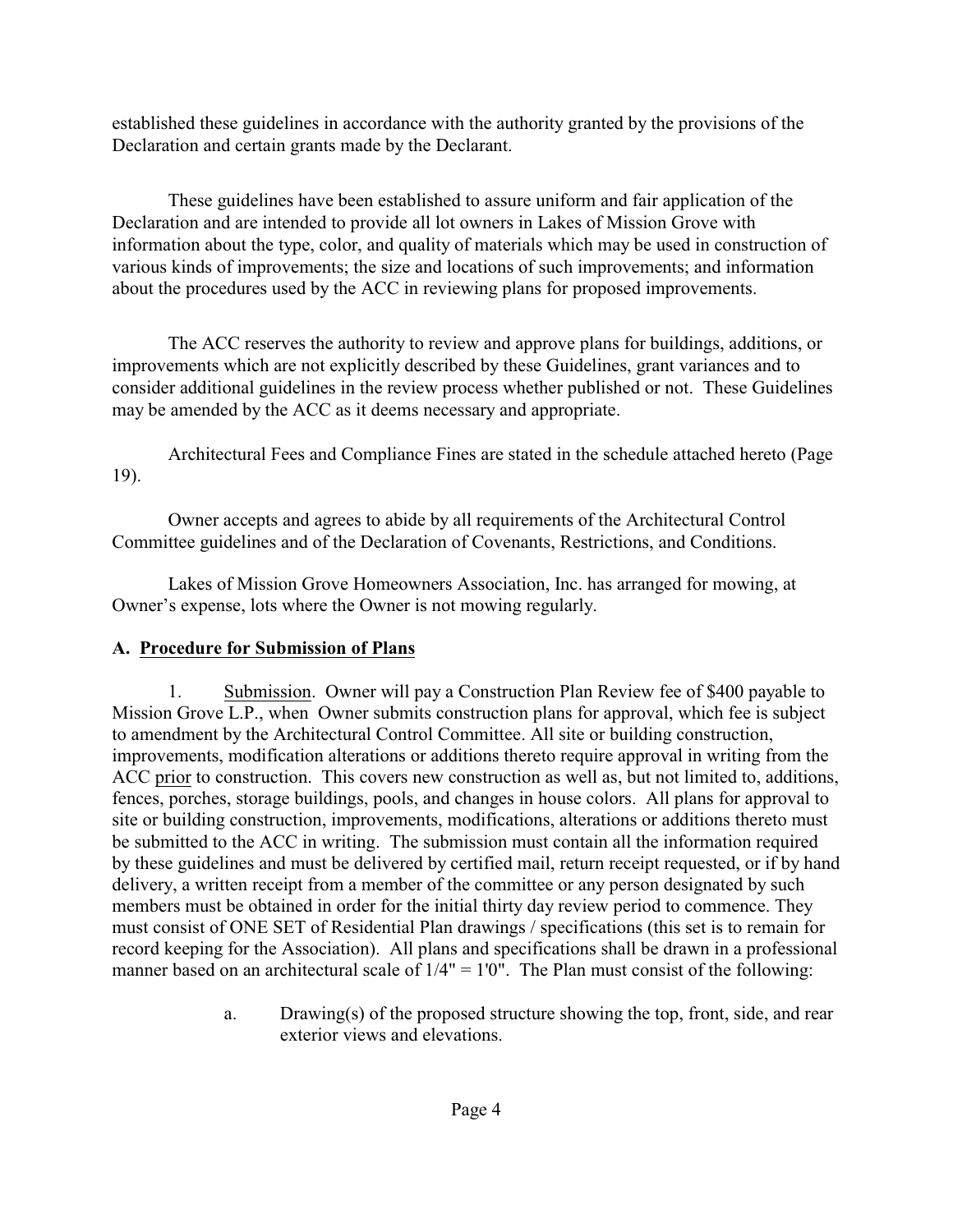established these guidelines in accordance with the authority granted by the provisions of the Declaration and certain grants made by the Declarant.

These guidelines have been established to assure uniform and fair application of the Declaration and are intended to provide all lot owners in Lakes of Mission Grove with information about the type, color, and quality of materials which may be used in construction of various kinds of improvements; the size and locations of such improvements; and information about the procedures used by the ACC in reviewing plans for proposed improvements.

The ACC reserves the authority to review and approve plans for buildings, additions, or improvements which are not explicitly described by these Guidelines, grant variances and to consider additional guidelines in the review process whether published or not. These Guidelines may be amended by the ACC as it deems necessary and appropriate.

Architectural Fees and Compliance Fines are stated in the schedule attached hereto (Page 19).

Owner accepts and agrees to abide by all requirements of the Architectural Control Committee guidelines and of the Declaration of Covenants, Restrictions, and Conditions.

Lakes of Mission Grove Homeowners Association, Inc. has arranged for mowing, at Owner's expense, lots where the Owner is not mowing regularly.

## A. Procedure for Submission of Plans

1. Submission. Owner will pay a Construction Plan Review fee of $400 payable to Mission Grove L.P., when Owner submits construction plans for approval, which fee is subject to amendment by the Architectural Control Committee. All site or building construction, improvements, modification alterations or additions thereto require approval in writing from the ACC prior to construction. This covers new construction as well as, but not limited to, additions, fences, porches, storage buildings, pools, and changes in house colors. All plans for approval to site or building construction, improvements, modifications, alterations or additions thereto must be submitted to the ACC in writing. The submission must contain all the information required by these guidelines and must be delivered by certified mail, return receipt requested, or if by hand delivery, a written receipt from a member of the committee or any person designated by such members must be obtained in order for the initial thirty day review period to commence. They must consist of ONE SET of Residential Plan drawings / specifications (this set is to remain for record keeping for the Association). All plans and specifications shall be drawn in a professional manner based on an architectural scale of 1/4" = 1'0". The Plan must consist of the following:

   a. Drawing(s) of the proposed structure showing the top, front, side, and rear exterior views and elevations.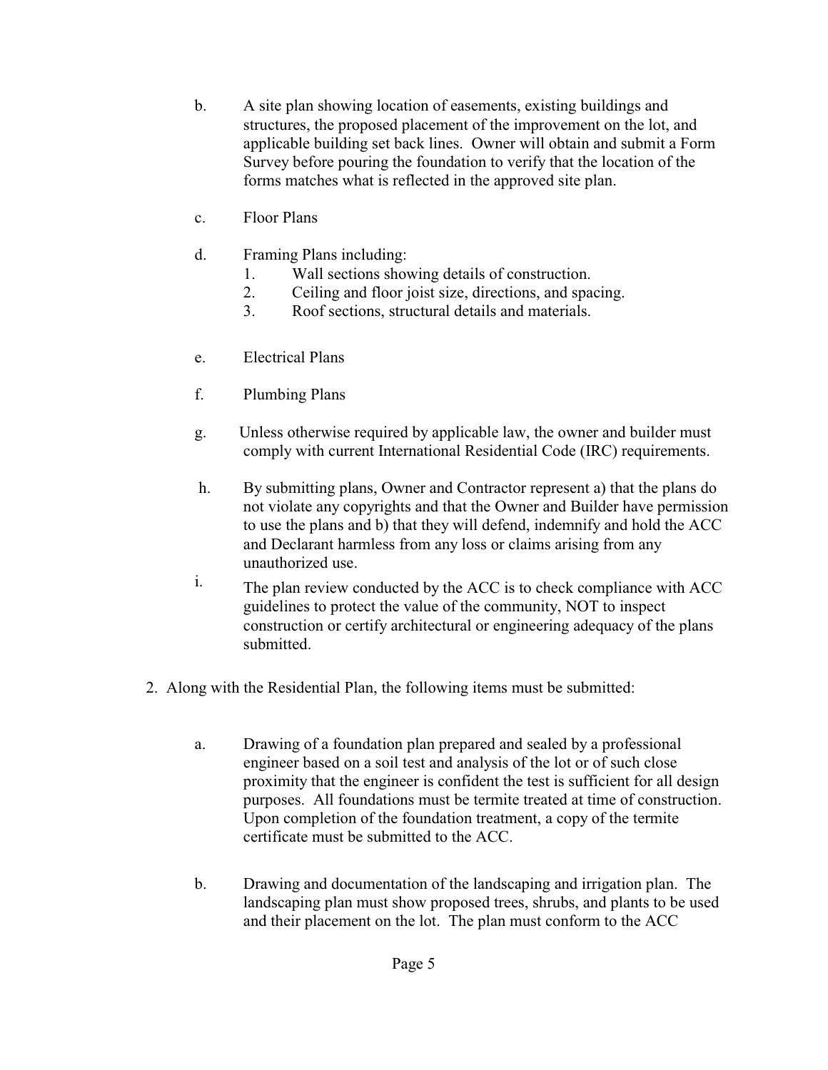b. A site plan showing location of easements, existing buildings and structures, the proposed placement of the improvement on the lot, and applicable building set back lines. Owner will obtain and submit a Form Survey before pouring the foundation to verify that the location of the forms matches what is reflected in the approved site plan.

c. Floor Plans

d. Framing Plans including:
   1. Wall sections showing details of construction.
   2. Ceiling and floor joist size, directions, and spacing.
   3. Roof sections, structural details and materials.

e. Electrical Plans

f. Plumbing Plans

g. Unless otherwise required by applicable law, the owner and builder must comply with current International Residential Code (IRC) requirements.

h. By submitting plans, Owner and Contractor represent a) that the plans do not violate any copyrights and that the Owner and Builder have permission to use the plans and b) that they will defend, indemnify and hold the ACC and Declarant harmless from any loss or claims arising from any unauthorized use.

i. The plan review conducted by the ACC is to check compliance with ACC guidelines to protect the value of the community, NOT to inspect construction or certify architectural or engineering adequacy of the plans submitted.

2. Along with the Residential Plan, the following items must be submitted:

a. Drawing of a foundation plan prepared and sealed by a professional engineer based on a soil test and analysis of the lot or of such close proximity that the engineer is confident the test is sufficient for all design purposes. All foundations must be termite treated at time of construction. Upon completion of the foundation treatment, a copy of the termite certificate must be submitted to the ACC.

b. Drawing and documentation of the landscaping and irrigation plan. The landscaping plan must show proposed trees, shrubs, and plants to be used and their placement on the lot. The plan must conform to the ACC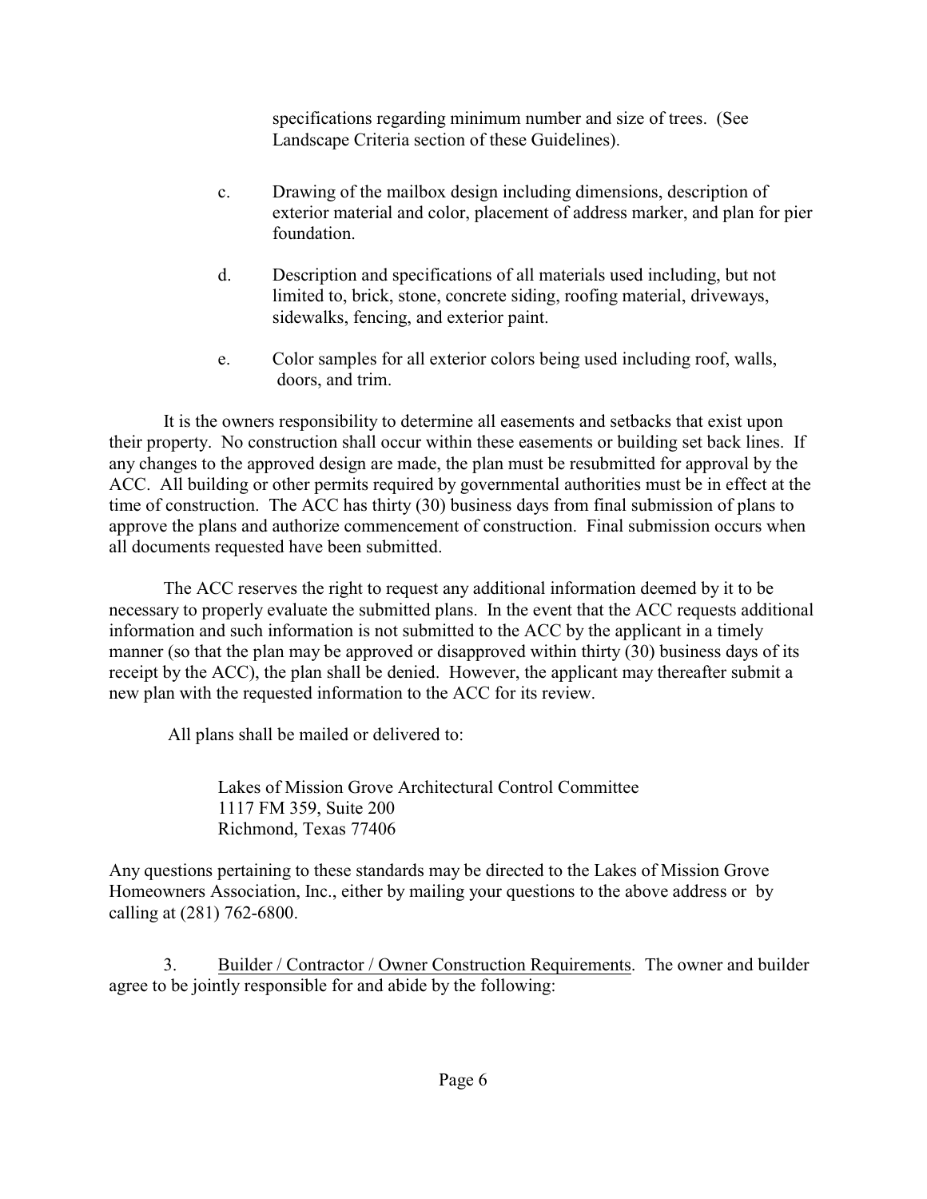specifications regarding minimum number and size of trees. (See Landscape Criteria section of these Guidelines).

c. Drawing of the mailbox design including dimensions, description of exterior material and color, placement of address marker, and plan for pier foundation.

d. Description and specifications of all materials used including, but not limited to, brick, stone, concrete siding, roofing material, driveways, sidewalks, fencing, and exterior paint.

e. Color samples for all exterior colors being used including roof, walls, doors, and trim.

It is the owners responsibility to determine all easements and setbacks that exist upon their property. No construction shall occur within these easements or building set back lines. If any changes to the approved design are made, the plan must be resubmitted for approval by the ACC. All building or other permits required by governmental authorities must be in effect at the time of construction. The ACC has thirty (30) business days from final submission of plans to approve the plans and authorize commencement of construction. Final submission occurs when all documents requested have been submitted.

The ACC reserves the right to request any additional information deemed by it to be necessary to properly evaluate the submitted plans. In the event that the ACC requests additional information and such information is not submitted to the ACC by the applicant in a timely manner (so that the plan may be approved or disapproved within thirty (30) business days of its receipt by the ACC), the plan shall be denied. However, the applicant may thereafter submit a new plan with the requested information to the ACC for its review.

All plans shall be mailed or delivered to:

Lakes of Mission Grove Architectural Control Committee
1117 FM 359, Suite 200
Richmond, Texas 77406

Any questions pertaining to these standards may be directed to the Lakes of Mission Grove Homeowners Association, Inc., either by mailing your questions to the above address or by calling at (281) 762-6800.

3. Builder / Contractor / Owner Construction Requirements. The owner and builder agree to be jointly responsible for and abide by the following: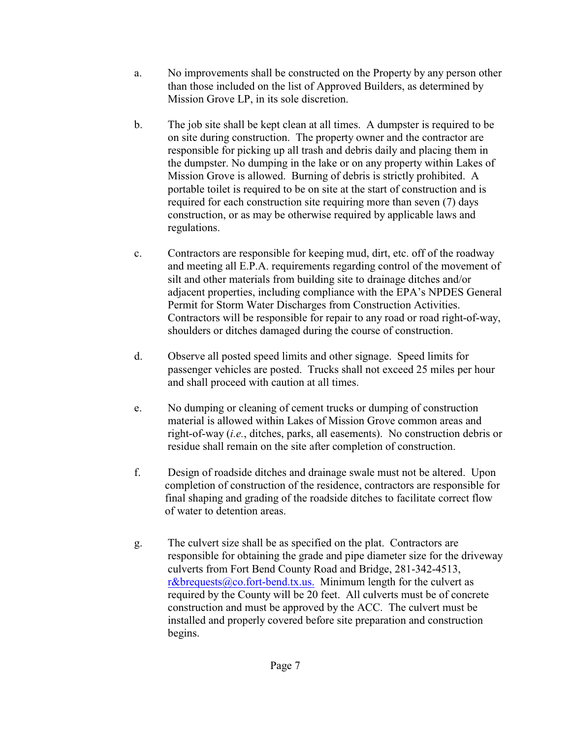a. No improvements shall be constructed on the Property by any person other than those included on the list of Approved Builders, as determined by Mission Grove LP, in its sole discretion.

b. The job site shall be kept clean at all times. A dumpster is required to be on site during construction. The property owner and the contractor are responsible for picking up all trash and debris daily and placing them in the dumpster. No dumping in the lake or on any property within Lakes of Mission Grove is allowed. Burning of debris is strictly prohibited. A portable toilet is required to be on site at the start of construction and is required for each construction site requiring more than seven (7) days construction, or as may be otherwise required by applicable laws and regulations.

c. Contractors are responsible for keeping mud, dirt, etc. off of the roadway and meeting all E.P.A. requirements regarding control of the movement of silt and other materials from building site to drainage ditches and/or adjacent properties, including compliance with the EPA's NPDES General Permit for Storm Water Discharges from Construction Activities. Contractors will be responsible for repair to any road or road right-of-way, shoulders or ditches damaged during the course of construction.

d. Observe all posted speed limits and other signage. Speed limits for passenger vehicles are posted. Trucks shall not exceed 25 miles per hour and shall proceed with caution at all times.

e. No dumping or cleaning of cement trucks or dumping of construction material is allowed within Lakes of Mission Grove common areas and right-of-way (*i.e.*, ditches, parks, all easements). No construction debris or residue shall remain on the site after completion of construction.

f. Design of roadside ditches and drainage swale must not be altered. Upon completion of construction of the residence, contractors are responsible for final shaping and grading of the roadside ditches to facilitate correct flow of water to detention areas.

g. The culvert size shall be as specified on the plat. Contractors are responsible for obtaining the grade and pipe diameter size for the driveway culverts from Fort Bend County Road and Bridge, 281-342-4513, r&brequests@co.fort-bend.tx.us. Minimum length for the culvert as required by the County will be 20 feet. All culverts must be of concrete construction and must be approved by the ACC. The culvert must be installed and properly covered before site preparation and construction begins.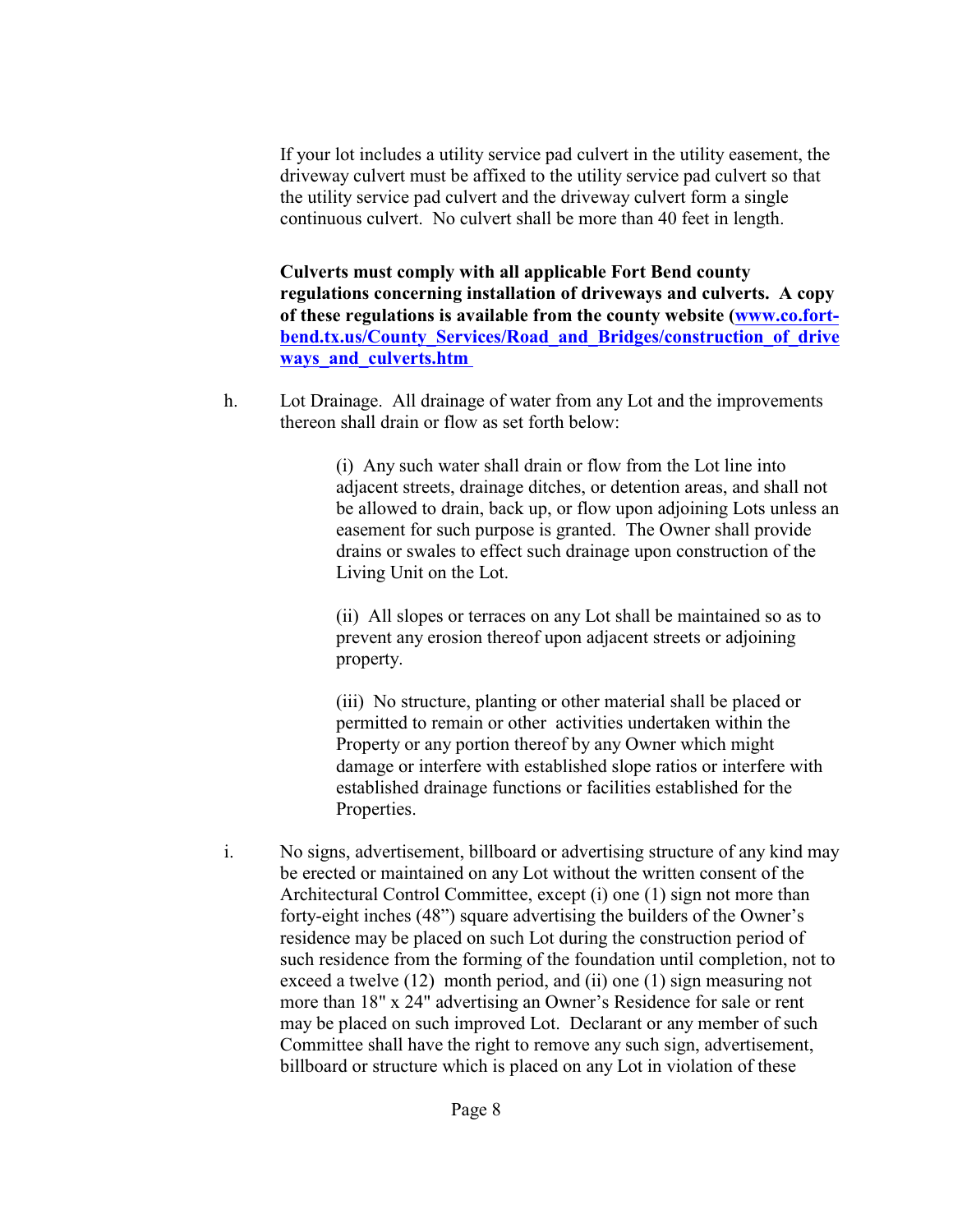If your lot includes a utility service pad culvert in the utility easement, the driveway culvert must be affixed to the utility service pad culvert so that the utility service pad culvert and the driveway culvert form a single continuous culvert. No culvert shall be more than 40 feet in length.

**Culverts must comply with all applicable Fort Bend county regulations concerning installation of driveways and culverts. A copy of these regulations is available from the county website (www.co.fort-bend.tx.us/County_Services/Road_and_Bridges/construction_of_driveways_and_culverts.htm**

h. Lot Drainage. All drainage of water from any Lot and the improvements thereon shall drain or flow as set forth below:

(i) Any such water shall drain or flow from the Lot line into adjacent streets, drainage ditches, or detention areas, and shall not be allowed to drain, back up, or flow upon adjoining Lots unless an easement for such purpose is granted. The Owner shall provide drains or swales to effect such drainage upon construction of the Living Unit on the Lot.

(ii) All slopes or terraces on any Lot shall be maintained so as to prevent any erosion thereof upon adjacent streets or adjoining property.

(iii) No structure, planting or other material shall be placed or permitted to remain or other activities undertaken within the Property or any portion thereof by any Owner which might damage or interfere with established slope ratios or interfere with established drainage functions or facilities established for the Properties.

i. No signs, advertisement, billboard or advertising structure of any kind may be erected or maintained on any Lot without the written consent of the Architectural Control Committee, except (i) one (1) sign not more than forty-eight inches (48") square advertising the builders of the Owner's residence may be placed on such Lot during the construction period of such residence from the forming of the foundation until completion, not to exceed a twelve (12) month period, and (ii) one (1) sign measuring not more than 18" x 24" advertising an Owner's Residence for sale or rent may be placed on such improved Lot. Declarant or any member of such Committee shall have the right to remove any such sign, advertisement, billboard or structure which is placed on any Lot in violation of these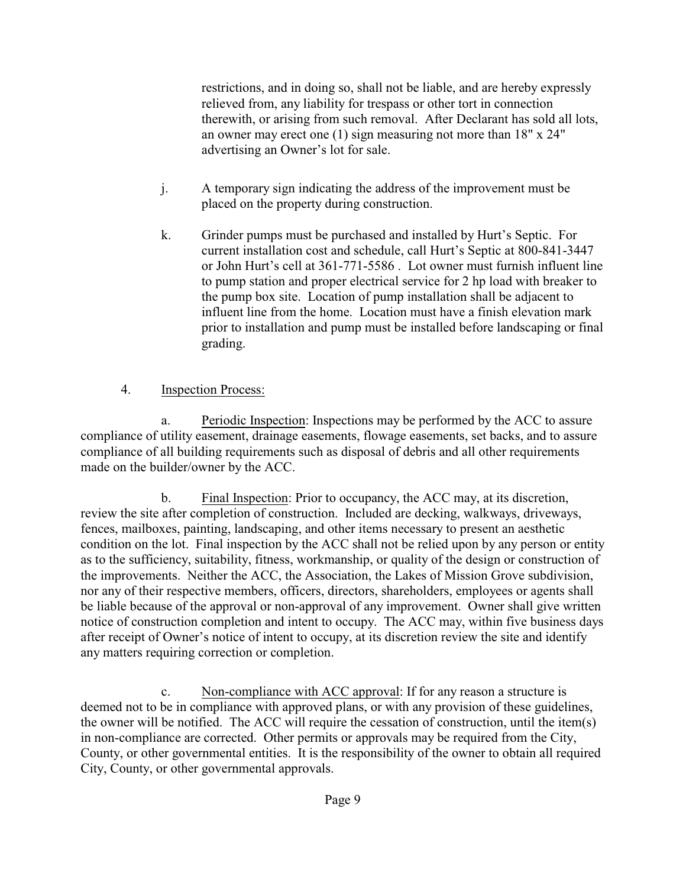restrictions, and in doing so, shall not be liable, and are hereby expressly relieved from, any liability for trespass or other tort in connection therewith, or arising from such removal. After Declarant has sold all lots, an owner may erect one (1) sign measuring not more than 18" x 24" advertising an Owner's lot for sale.

j. A temporary sign indicating the address of the improvement must be placed on the property during construction.

k. Grinder pumps must be purchased and installed by Hurt's Septic. For current installation cost and schedule, call Hurt's Septic at 800-841-3447 or John Hurt's cell at 361-771-5586 . Lot owner must furnish influent line to pump station and proper electrical service for 2 hp load with breaker to the pump box site. Location of pump installation shall be adjacent to influent line from the home. Location must have a finish elevation mark prior to installation and pump must be installed before landscaping or final grading.

4. Inspection Process:

a. Periodic Inspection: Inspections may be performed by the ACC to assure compliance of utility easement, drainage easements, flowage easements, set backs, and to assure compliance of all building requirements such as disposal of debris and all other requirements made on the builder/owner by the ACC.

b. Final Inspection: Prior to occupancy, the ACC may, at its discretion, review the site after completion of construction. Included are decking, walkways, driveways, fences, mailboxes, painting, landscaping, and other items necessary to present an aesthetic condition on the lot. Final inspection by the ACC shall not be relied upon by any person or entity as to the sufficiency, suitability, fitness, workmanship, or quality of the design or construction of the improvements. Neither the ACC, the Association, the Lakes of Mission Grove subdivision, nor any of their respective members, officers, directors, shareholders, employees or agents shall be liable because of the approval or non-approval of any improvement. Owner shall give written notice of construction completion and intent to occupy. The ACC may, within five business days after receipt of Owner's notice of intent to occupy, at its discretion review the site and identify any matters requiring correction or completion.

c. Non-compliance with ACC approval: If for any reason a structure is deemed not to be in compliance with approved plans, or with any provision of these guidelines, the owner will be notified. The ACC will require the cessation of construction, until the item(s) in non-compliance are corrected. Other permits or approvals may be required from the City, County, or other governmental entities. It is the responsibility of the owner to obtain all required City, County, or other governmental approvals.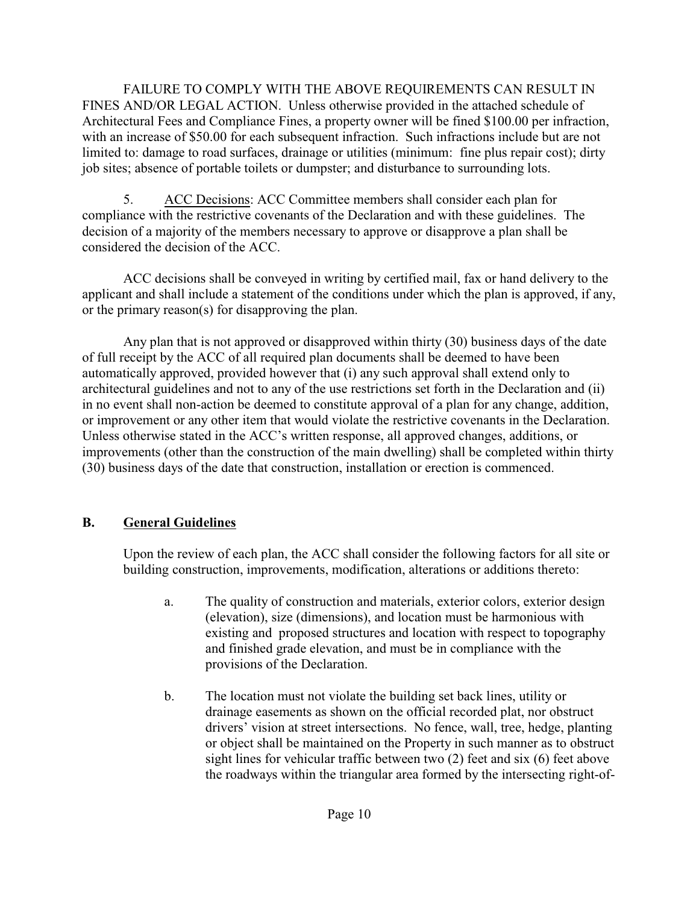FAILURE TO COMPLY WITH THE ABOVE REQUIREMENTS CAN RESULT IN FINES AND/OR LEGAL ACTION. Unless otherwise provided in the attached schedule of Architectural Fees and Compliance Fines, a property owner will be fined $100.00 per infraction, with an increase of $50.00 for each subsequent infraction. Such infractions include but are not limited to: damage to road surfaces, drainage or utilities (minimum: fine plus repair cost); dirty job sites; absence of portable toilets or dumpster; and disturbance to surrounding lots.

5. <u>ACC Decisions</u>: ACC Committee members shall consider each plan for compliance with the restrictive covenants of the Declaration and with these guidelines. The decision of a majority of the members necessary to approve or disapprove a plan shall be considered the decision of the ACC.

ACC decisions shall be conveyed in writing by certified mail, fax or hand delivery to the applicant and shall include a statement of the conditions under which the plan is approved, if any, or the primary reason(s) for disapproving the plan.

Any plan that is not approved or disapproved within thirty (30) business days of the date of full receipt by the ACC of all required plan documents shall be deemed to have been automatically approved, provided however that (i) any such approval shall extend only to architectural guidelines and not to any of the use restrictions set forth in the Declaration and (ii) in no event shall non-action be deemed to constitute approval of a plan for any change, addition, or improvement or any other item that would violate the restrictive covenants in the Declaration. Unless otherwise stated in the ACC's written response, all approved changes, additions, or improvements (other than the construction of the main dwelling) shall be completed within thirty (30) business days of the date that construction, installation or erection is commenced.

## B. <u>General Guidelines</u>

Upon the review of each plan, the ACC shall consider the following factors for all site or building construction, improvements, modification, alterations or additions thereto:

a. The quality of construction and materials, exterior colors, exterior design (elevation), size (dimensions), and location must be harmonious with existing and proposed structures and location with respect to topography and finished grade elevation, and must be in compliance with the provisions of the Declaration.

b. The location must not violate the building set back lines, utility or drainage easements as shown on the official recorded plat, nor obstruct drivers' vision at street intersections. No fence, wall, tree, hedge, planting or object shall be maintained on the Property in such manner as to obstruct sight lines for vehicular traffic between two (2) feet and six (6) feet above the roadways within the triangular area formed by the intersecting right-of-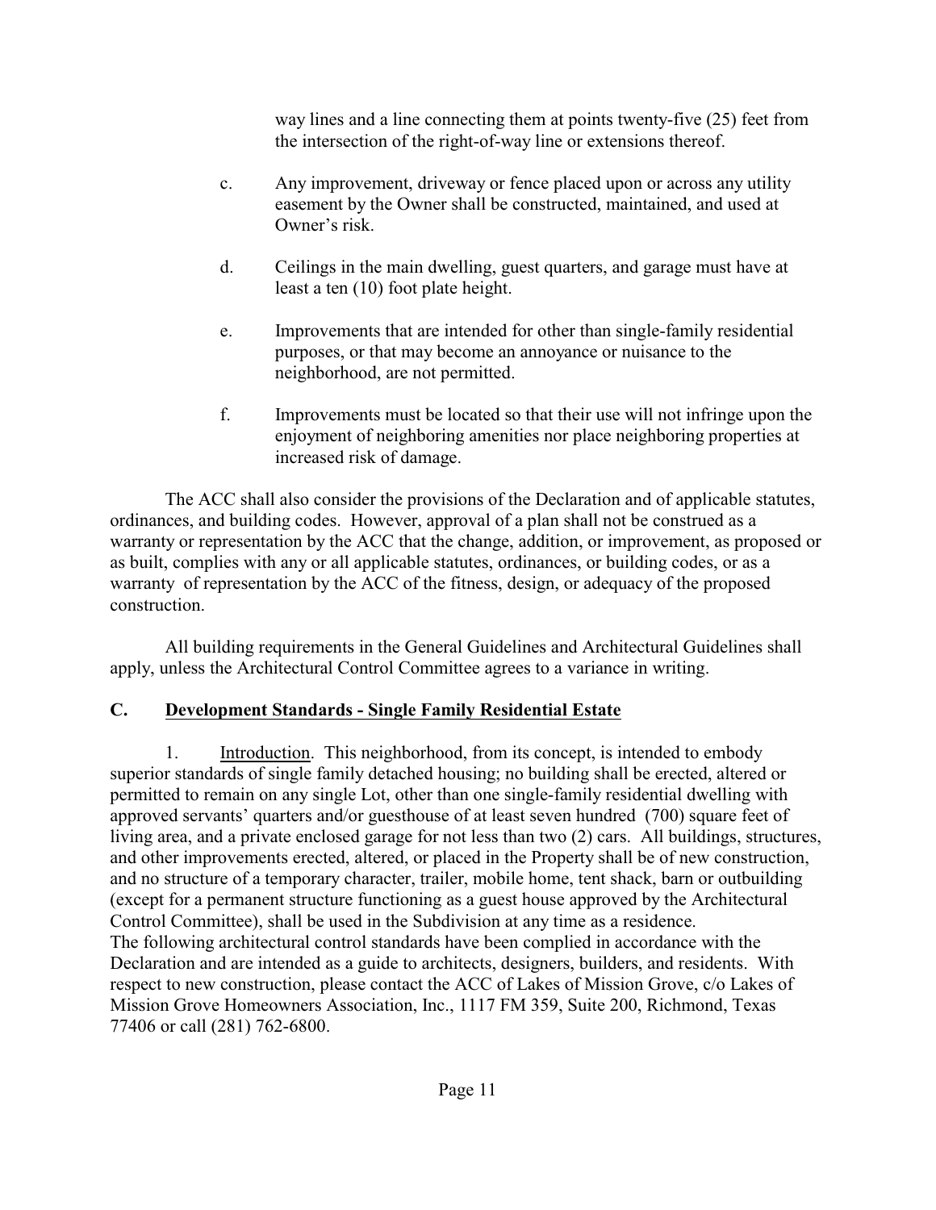way lines and a line connecting them at points twenty-five (25) feet from the intersection of the right-of-way line or extensions thereof.

c. Any improvement, driveway or fence placed upon or across any utility easement by the Owner shall be constructed, maintained, and used at Owner's risk.

d. Ceilings in the main dwelling, guest quarters, and garage must have at least a ten (10) foot plate height.

e. Improvements that are intended for other than single-family residential purposes, or that may become an annoyance or nuisance to the neighborhood, are not permitted.

f. Improvements must be located so that their use will not infringe upon the enjoyment of neighboring amenities nor place neighboring properties at increased risk of damage.

The ACC shall also consider the provisions of the Declaration and of applicable statutes, ordinances, and building codes. However, approval of a plan shall not be construed as a warranty or representation by the ACC that the change, addition, or improvement, as proposed or as built, complies with any or all applicable statutes, ordinances, or building codes, or as a warranty of representation by the ACC of the fitness, design, or adequacy of the proposed construction.

All building requirements in the General Guidelines and Architectural Guidelines shall apply, unless the Architectural Control Committee agrees to a variance in writing.

## C. Development Standards - Single Family Residential Estate

1. Introduction. This neighborhood, from its concept, is intended to embody superior standards of single family detached housing; no building shall be erected, altered or permitted to remain on any single Lot, other than one single-family residential dwelling with approved servants' quarters and/or guesthouse of at least seven hundred (700) square feet of living area, and a private enclosed garage for not less than two (2) cars. All buildings, structures, and other improvements erected, altered, or placed in the Property shall be of new construction, and no structure of a temporary character, trailer, mobile home, tent shack, barn or outbuilding (except for a permanent structure functioning as a guest house approved by the Architectural Control Committee), shall be used in the Subdivision at any time as a residence.
The following architectural control standards have been complied in accordance with the Declaration and are intended as a guide to architects, designers, builders, and residents. With respect to new construction, please contact the ACC of Lakes of Mission Grove, c/o Lakes of Mission Grove Homeowners Association, Inc., 1117 FM 359, Suite 200, Richmond, Texas 77406 or call (281) 762-6800.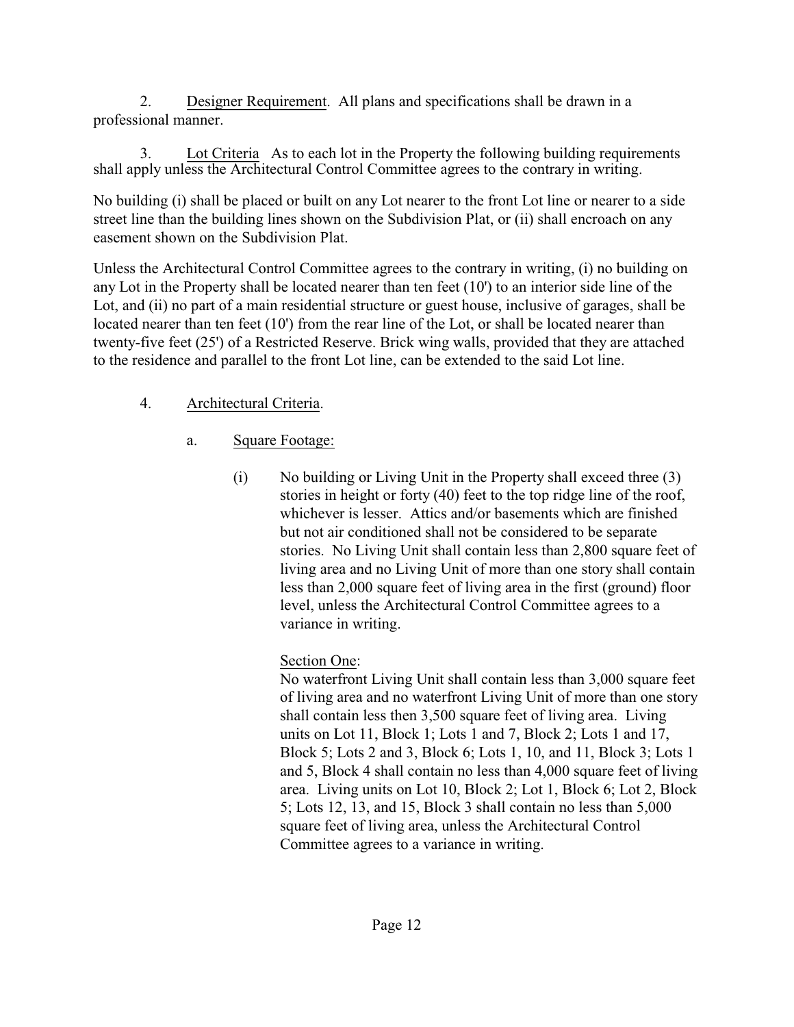2. Designer Requirement. All plans and specifications shall be drawn in a professional manner.

3. Lot Criteria As to each lot in the Property the following building requirements shall apply unless the Architectural Control Committee agrees to the contrary in writing.

No building (i) shall be placed or built on any Lot nearer to the front Lot line or nearer to a side street line than the building lines shown on the Subdivision Plat, or (ii) shall encroach on any easement shown on the Subdivision Plat.

Unless the Architectural Control Committee agrees to the contrary in writing, (i) no building on any Lot in the Property shall be located nearer than ten feet (10') to an interior side line of the Lot, and (ii) no part of a main residential structure or guest house, inclusive of garages, shall be located nearer than ten feet (10') from the rear line of the Lot, or shall be located nearer than twenty-five feet (25') of a Restricted Reserve. Brick wing walls, provided that they are attached to the residence and parallel to the front Lot line, can be extended to the said Lot line.

4. Architectural Criteria.

a. Square Footage:

(i) No building or Living Unit in the Property shall exceed three (3) stories in height or forty (40) feet to the top ridge line of the roof, whichever is lesser. Attics and/or basements which are finished but not air conditioned shall not be considered to be separate stories. No Living Unit shall contain less than 2,800 square feet of living area and no Living Unit of more than one story shall contain less than 2,000 square feet of living area in the first (ground) floor level, unless the Architectural Control Committee agrees to a variance in writing.

Section One:
No waterfront Living Unit shall contain less than 3,000 square feet of living area and no waterfront Living Unit of more than one story shall contain less then 3,500 square feet of living area. Living units on Lot 11, Block 1; Lots 1 and 7, Block 2; Lots 1 and 17, Block 5; Lots 2 and 3, Block 6; Lots 1, 10, and 11, Block 3; Lots 1 and 5, Block 4 shall contain no less than 4,000 square feet of living area. Living units on Lot 10, Block 2; Lot 1, Block 6; Lot 2, Block 5; Lots 12, 13, and 15, Block 3 shall contain no less than 5,000 square feet of living area, unless the Architectural Control Committee agrees to a variance in writing.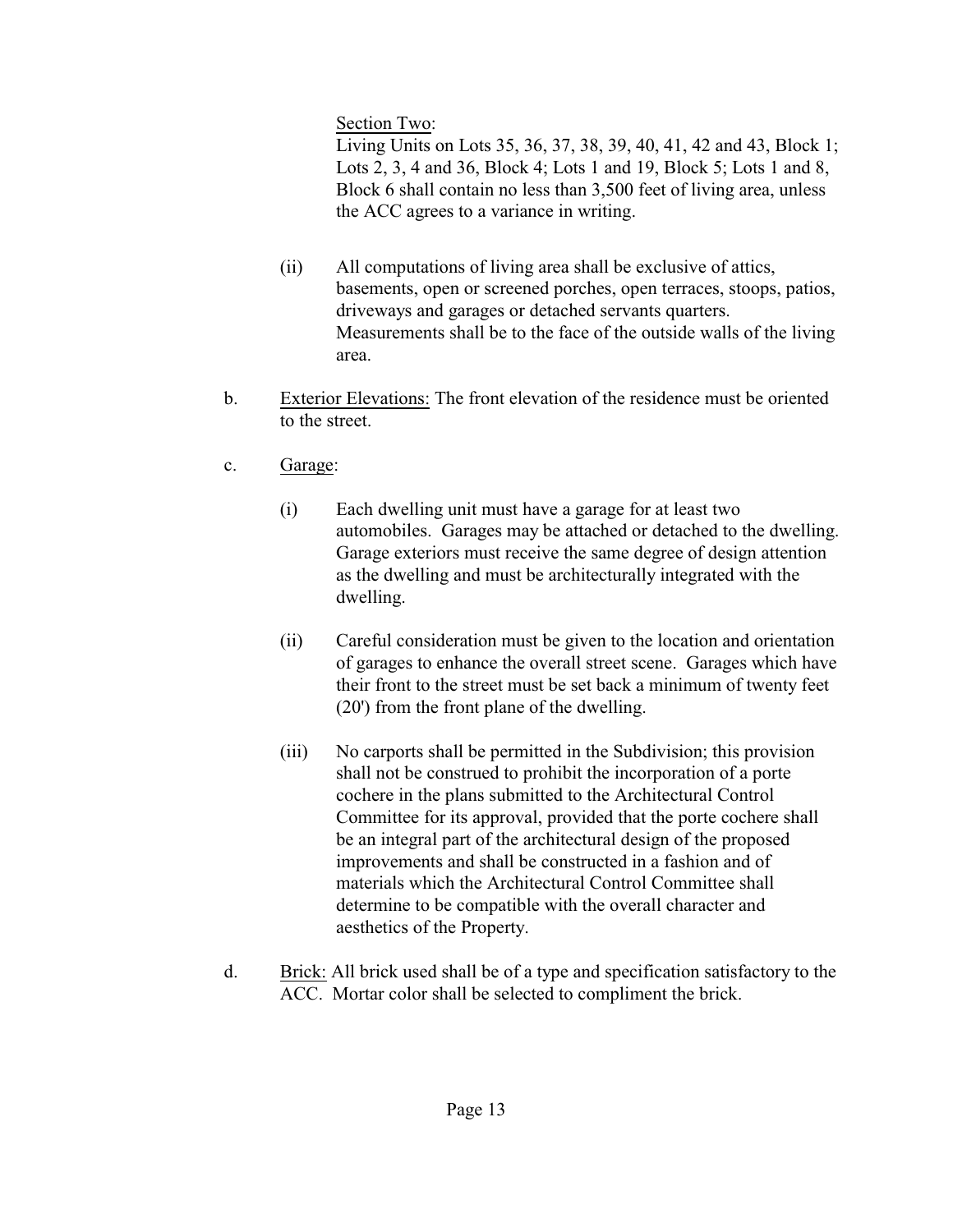<u>Section Two</u>:
Living Units on Lots 35, 36, 37, 38, 39, 40, 41, 42 and 43, Block 1; Lots 2, 3, 4 and 36, Block 4; Lots 1 and 19, Block 5; Lots 1 and 8, Block 6 shall contain no less than 3,500 feet of living area, unless the ACC agrees to a variance in writing.

(ii) All computations of living area shall be exclusive of attics, basements, open or screened porches, open terraces, stoops, patios, driveways and garages or detached servants quarters. Measurements shall be to the face of the outside walls of the living area.

b. <u>Exterior Elevations:</u> The front elevation of the residence must be oriented to the street.

c. <u>Garage</u>:

(i) Each dwelling unit must have a garage for at least two automobiles. Garages may be attached or detached to the dwelling. Garage exteriors must receive the same degree of design attention as the dwelling and must be architecturally integrated with the dwelling.

(ii) Careful consideration must be given to the location and orientation of garages to enhance the overall street scene. Garages which have their front to the street must be set back a minimum of twenty feet (20') from the front plane of the dwelling.

(iii) No carports shall be permitted in the Subdivision; this provision shall not be construed to prohibit the incorporation of a porte cochere in the plans submitted to the Architectural Control Committee for its approval, provided that the porte cochere shall be an integral part of the architectural design of the proposed improvements and shall be constructed in a fashion and of materials which the Architectural Control Committee shall determine to be compatible with the overall character and aesthetics of the Property.

d. <u>Brick:</u> All brick used shall be of a type and specification satisfactory to the ACC. Mortar color shall be selected to compliment the brick.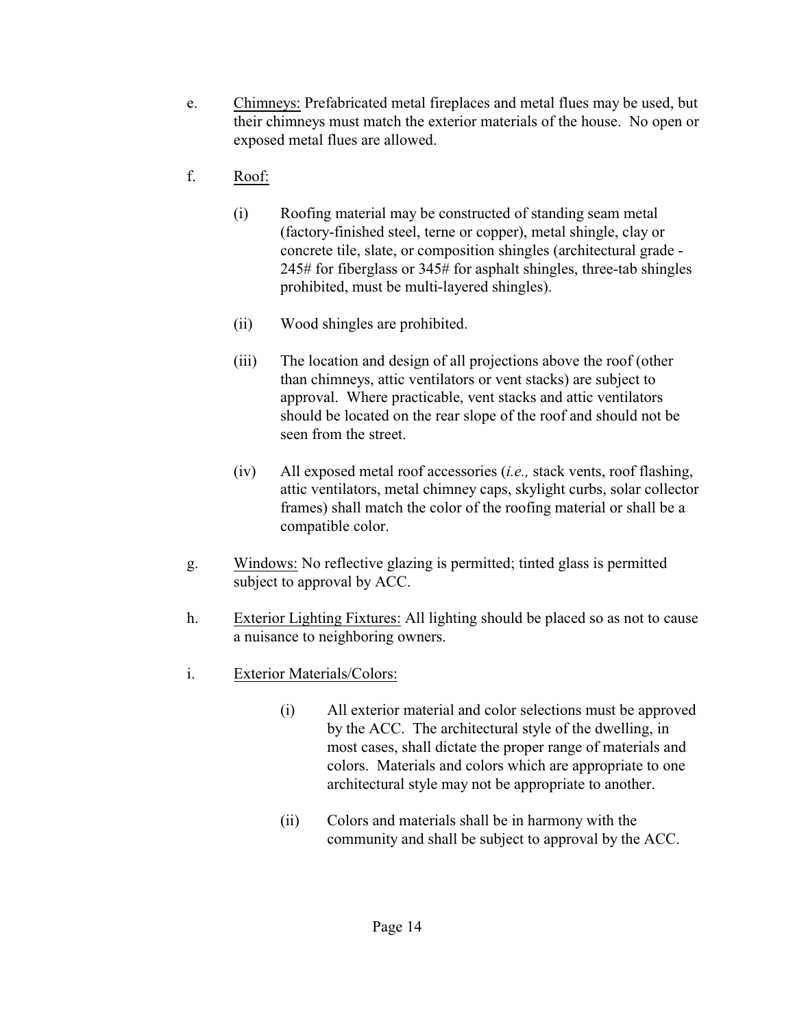e. Chimneys: Prefabricated metal fireplaces and metal flues may be used, but their chimneys must match the exterior materials of the house. No open or exposed metal flues are allowed.

f. Roof:

   (i) Roofing material may be constructed of standing seam metal (factory-finished steel, terne or copper), metal shingle, clay or concrete tile, slate, or composition shingles (architectural grade - 245# for fiberglass or 345# for asphalt shingles, three-tab shingles prohibited, must be multi-layered shingles).

   (ii) Wood shingles are prohibited.

   (iii) The location and design of all projections above the roof (other than chimneys, attic ventilators or vent stacks) are subject to approval. Where practicable, vent stacks and attic ventilators should be located on the rear slope of the roof and should not be seen from the street.

   (iv) All exposed metal roof accessories (*i.e.,* stack vents, roof flashing, attic ventilators, metal chimney caps, skylight curbs, solar collector frames) shall match the color of the roofing material or shall be a compatible color.

g. Windows: No reflective glazing is permitted; tinted glass is permitted subject to approval by ACC.

h. Exterior Lighting Fixtures: All lighting should be placed so as not to cause a nuisance to neighboring owners.

i. Exterior Materials/Colors:

   (i) All exterior material and color selections must be approved by the ACC. The architectural style of the dwelling, in most cases, shall dictate the proper range of materials and colors. Materials and colors which are appropriate to one architectural style may not be appropriate to another.

   (ii) Colors and materials shall be in harmony with the community and shall be subject to approval by the ACC.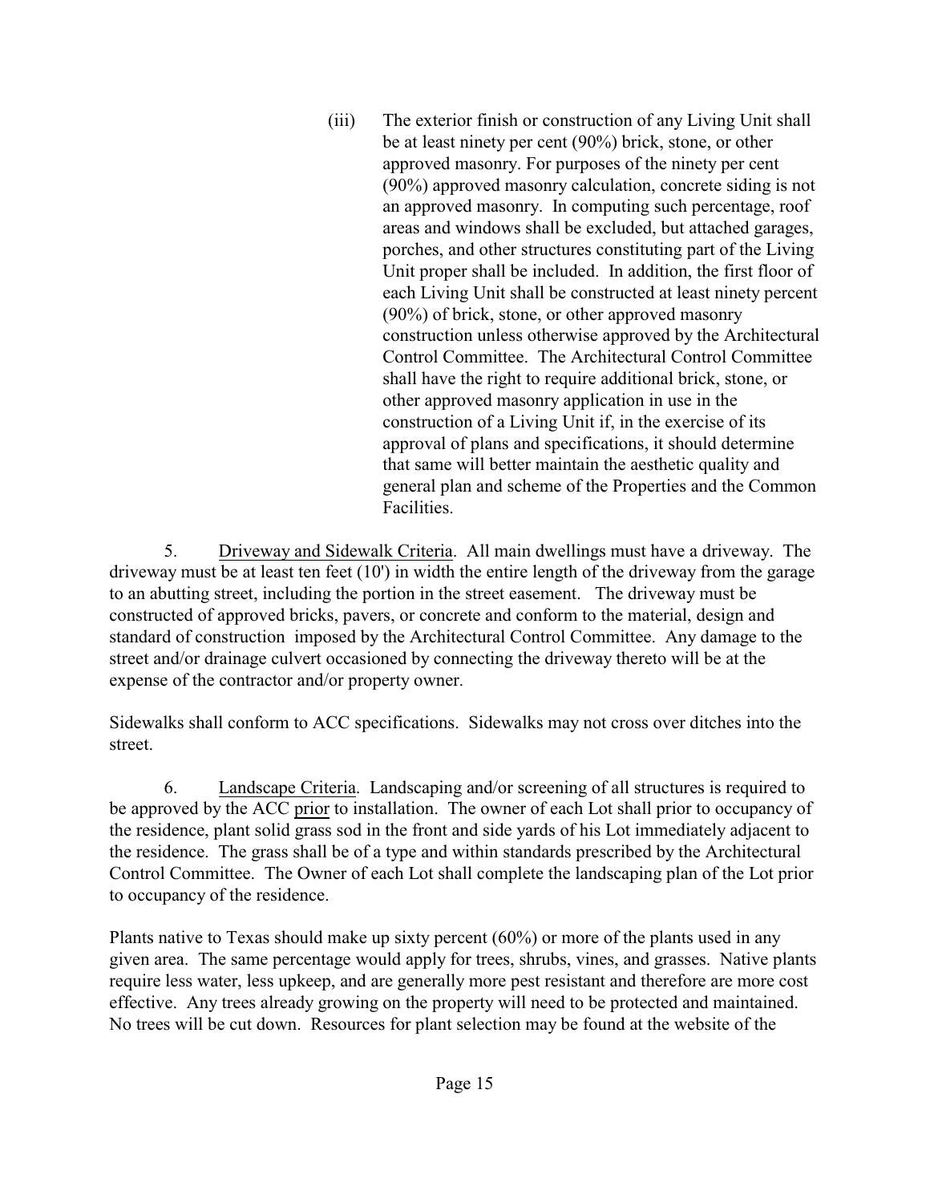(iii) The exterior finish or construction of any Living Unit shall be at least ninety per cent (90%) brick, stone, or other approved masonry. For purposes of the ninety per cent (90%) approved masonry calculation, concrete siding is not an approved masonry. In computing such percentage, roof areas and windows shall be excluded, but attached garages, porches, and other structures constituting part of the Living Unit proper shall be included. In addition, the first floor of each Living Unit shall be constructed at least ninety percent (90%) of brick, stone, or other approved masonry construction unless otherwise approved by the Architectural Control Committee. The Architectural Control Committee shall have the right to require additional brick, stone, or other approved masonry application in use in the construction of a Living Unit if, in the exercise of its approval of plans and specifications, it should determine that same will better maintain the aesthetic quality and general plan and scheme of the Properties and the Common Facilities.

5. <u>Driveway and Sidewalk Criteria</u>. All main dwellings must have a driveway. The driveway must be at least ten feet (10') in width the entire length of the driveway from the garage to an abutting street, including the portion in the street easement. The driveway must be constructed of approved bricks, pavers, or concrete and conform to the material, design and standard of construction imposed by the Architectural Control Committee. Any damage to the street and/or drainage culvert occasioned by connecting the driveway thereto will be at the expense of the contractor and/or property owner.

Sidewalks shall conform to ACC specifications. Sidewalks may not cross over ditches into the street.

6. <u>Landscape Criteria</u>. Landscaping and/or screening of all structures is required to be approved by the ACC <u>prior</u> to installation. The owner of each Lot shall prior to occupancy of the residence, plant solid grass sod in the front and side yards of his Lot immediately adjacent to the residence. The grass shall be of a type and within standards prescribed by the Architectural Control Committee. The Owner of each Lot shall complete the landscaping plan of the Lot prior to occupancy of the residence.

Plants native to Texas should make up sixty percent (60%) or more of the plants used in any given area. The same percentage would apply for trees, shrubs, vines, and grasses. Native plants require less water, less upkeep, and are generally more pest resistant and therefore are more cost effective. Any trees already growing on the property will need to be protected and maintained. No trees will be cut down. Resources for plant selection may be found at the website of the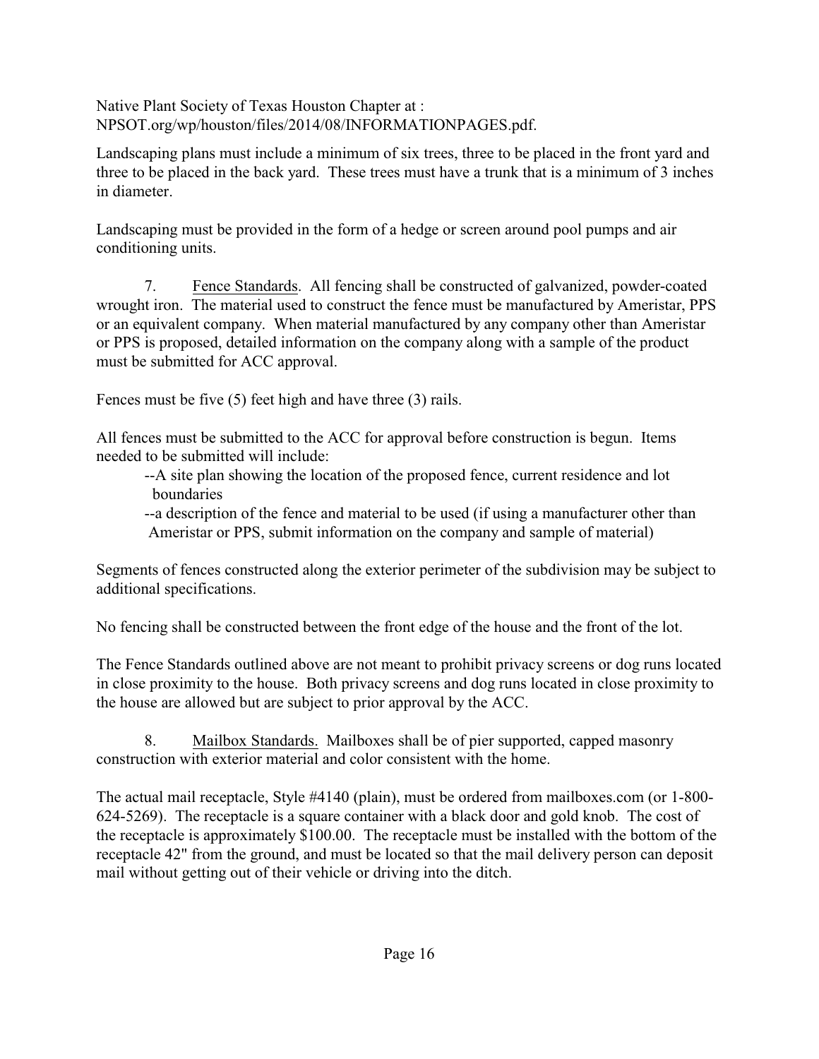Native Plant Society of Texas Houston Chapter at : NPSOT.org/wp/houston/files/2014/08/INFORMATIONPAGES.pdf.

Landscaping plans must include a minimum of six trees, three to be placed in the front yard and three to be placed in the back yard. These trees must have a trunk that is a minimum of 3 inches in diameter.

Landscaping must be provided in the form of a hedge or screen around pool pumps and air conditioning units.

7. Fence Standards. All fencing shall be constructed of galvanized, powder-coated wrought iron. The material used to construct the fence must be manufactured by Ameristar, PPS or an equivalent company. When material manufactured by any company other than Ameristar or PPS is proposed, detailed information on the company along with a sample of the product must be submitted for ACC approval.

Fences must be five (5) feet high and have three (3) rails.

All fences must be submitted to the ACC for approval before construction is begun. Items needed to be submitted will include:

- --A site plan showing the location of the proposed fence, current residence and lot boundaries
- --a description of the fence and material to be used (if using a manufacturer other than Ameristar or PPS, submit information on the company and sample of material)

Segments of fences constructed along the exterior perimeter of the subdivision may be subject to additional specifications.

No fencing shall be constructed between the front edge of the house and the front of the lot.

The Fence Standards outlined above are not meant to prohibit privacy screens or dog runs located in close proximity to the house. Both privacy screens and dog runs located in close proximity to the house are allowed but are subject to prior approval by the ACC.

8. Mailbox Standards. Mailboxes shall be of pier supported, capped masonry construction with exterior material and color consistent with the home.

The actual mail receptacle, Style #4140 (plain), must be ordered from mailboxes.com (or 1-800-624-5269). The receptacle is a square container with a black door and gold knob. The cost of the receptacle is approximately $100.00. The receptacle must be installed with the bottom of the receptacle 42" from the ground, and must be located so that the mail delivery person can deposit mail without getting out of their vehicle or driving into the ditch.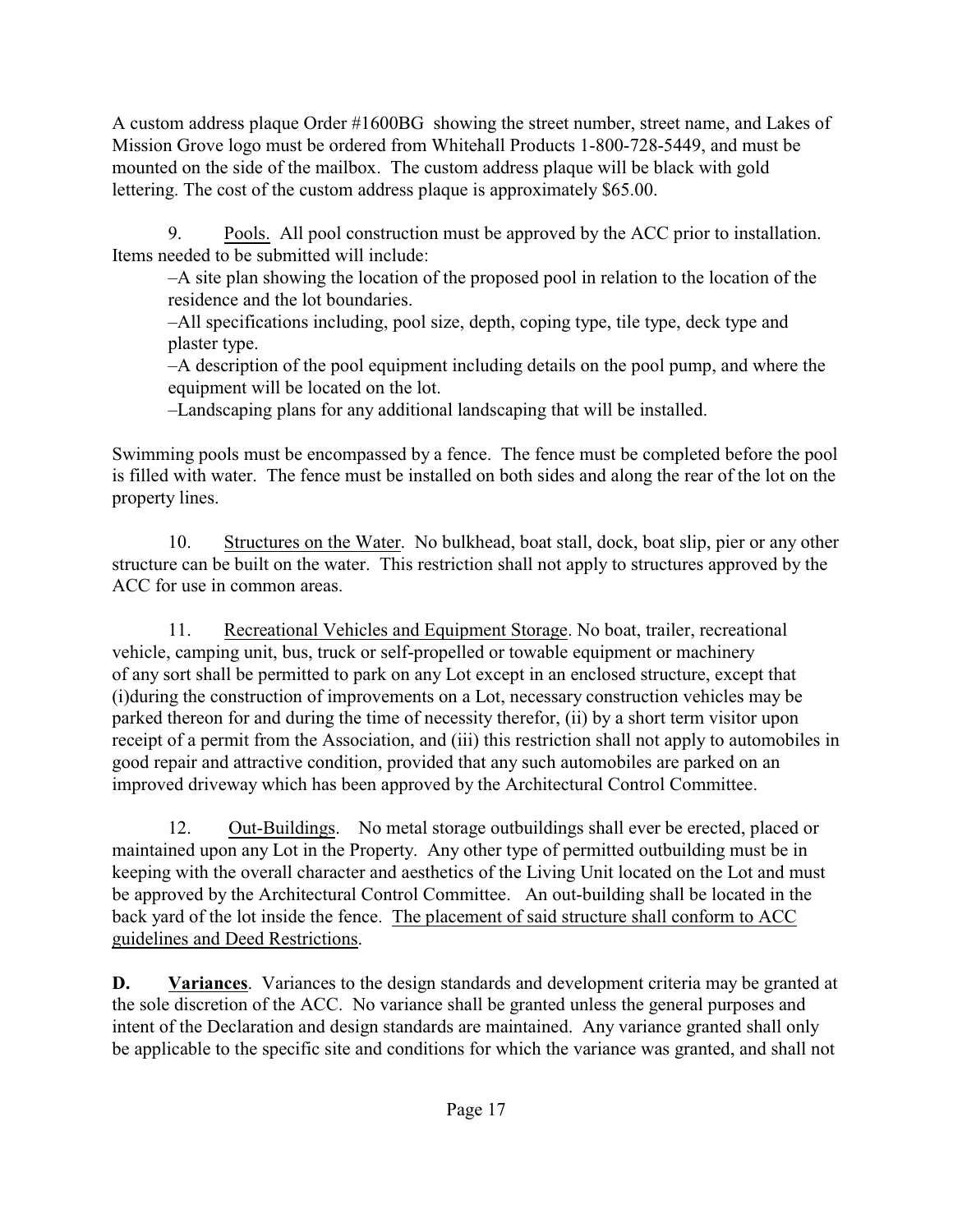A custom address plaque Order #1600BG showing the street number, street name, and Lakes of Mission Grove logo must be ordered from Whitehall Products 1-800-728-5449, and must be mounted on the side of the mailbox. The custom address plaque will be black with gold lettering. The cost of the custom address plaque is approximately $65.00.

9. Pools. All pool construction must be approved by the ACC prior to installation. Items needed to be submitted will include:

–A site plan showing the location of the proposed pool in relation to the location of the residence and the lot boundaries.

–All specifications including, pool size, depth, coping type, tile type, deck type and plaster type.

–A description of the pool equipment including details on the pool pump, and where the equipment will be located on the lot.

–Landscaping plans for any additional landscaping that will be installed.

Swimming pools must be encompassed by a fence. The fence must be completed before the pool is filled with water. The fence must be installed on both sides and along the rear of the lot on the property lines.

10. Structures on the Water. No bulkhead, boat stall, dock, boat slip, pier or any other structure can be built on the water. This restriction shall not apply to structures approved by the ACC for use in common areas.

11. Recreational Vehicles and Equipment Storage. No boat, trailer, recreational vehicle, camping unit, bus, truck or self-propelled or towable equipment or machinery of any sort shall be permitted to park on any Lot except in an enclosed structure, except that (i)during the construction of improvements on a Lot, necessary construction vehicles may be parked thereon for and during the time of necessity therefor, (ii) by a short term visitor upon receipt of a permit from the Association, and (iii) this restriction shall not apply to automobiles in good repair and attractive condition, provided that any such automobiles are parked on an improved driveway which has been approved by the Architectural Control Committee.

12. Out-Buildings. No metal storage outbuildings shall ever be erected, placed or maintained upon any Lot in the Property. Any other type of permitted outbuilding must be in keeping with the overall character and aesthetics of the Living Unit located on the Lot and must be approved by the Architectural Control Committee. An out-building shall be located in the back yard of the lot inside the fence. The placement of said structure shall conform to ACC guidelines and Deed Restrictions.

**D. Variances**. Variances to the design standards and development criteria may be granted at the sole discretion of the ACC. No variance shall be granted unless the general purposes and intent of the Declaration and design standards are maintained. Any variance granted shall only be applicable to the specific site and conditions for which the variance was granted, and shall not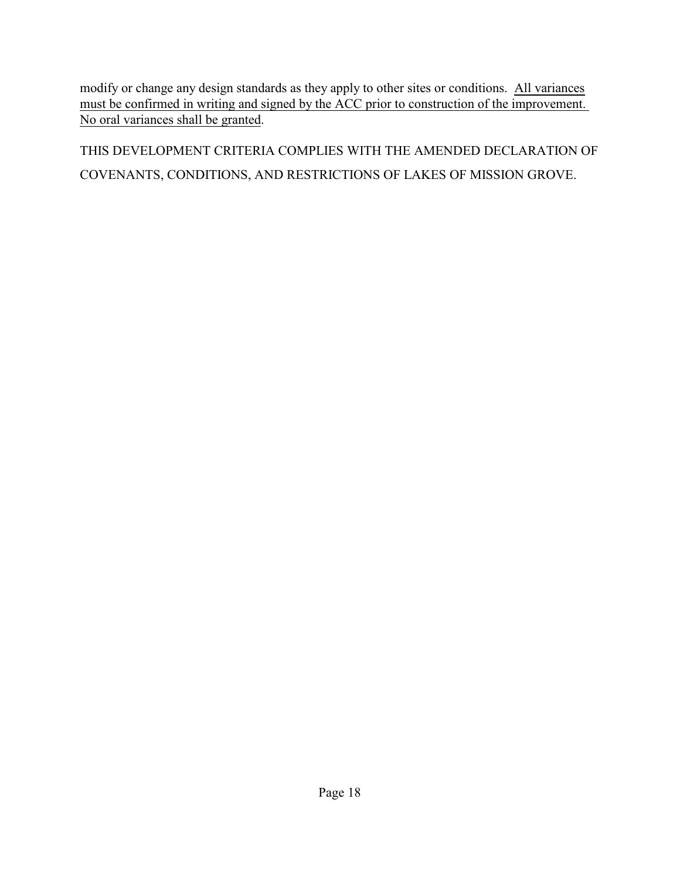modify or change any design standards as they apply to other sites or conditions. <u>All variances must be confirmed in writing and signed by the ACC prior to construction of the improvement. No oral variances shall be granted</u>.

THIS DEVELOPMENT CRITERIA COMPLIES WITH THE AMENDED DECLARATION OF COVENANTS, CONDITIONS, AND RESTRICTIONS OF LAKES OF MISSION GROVE.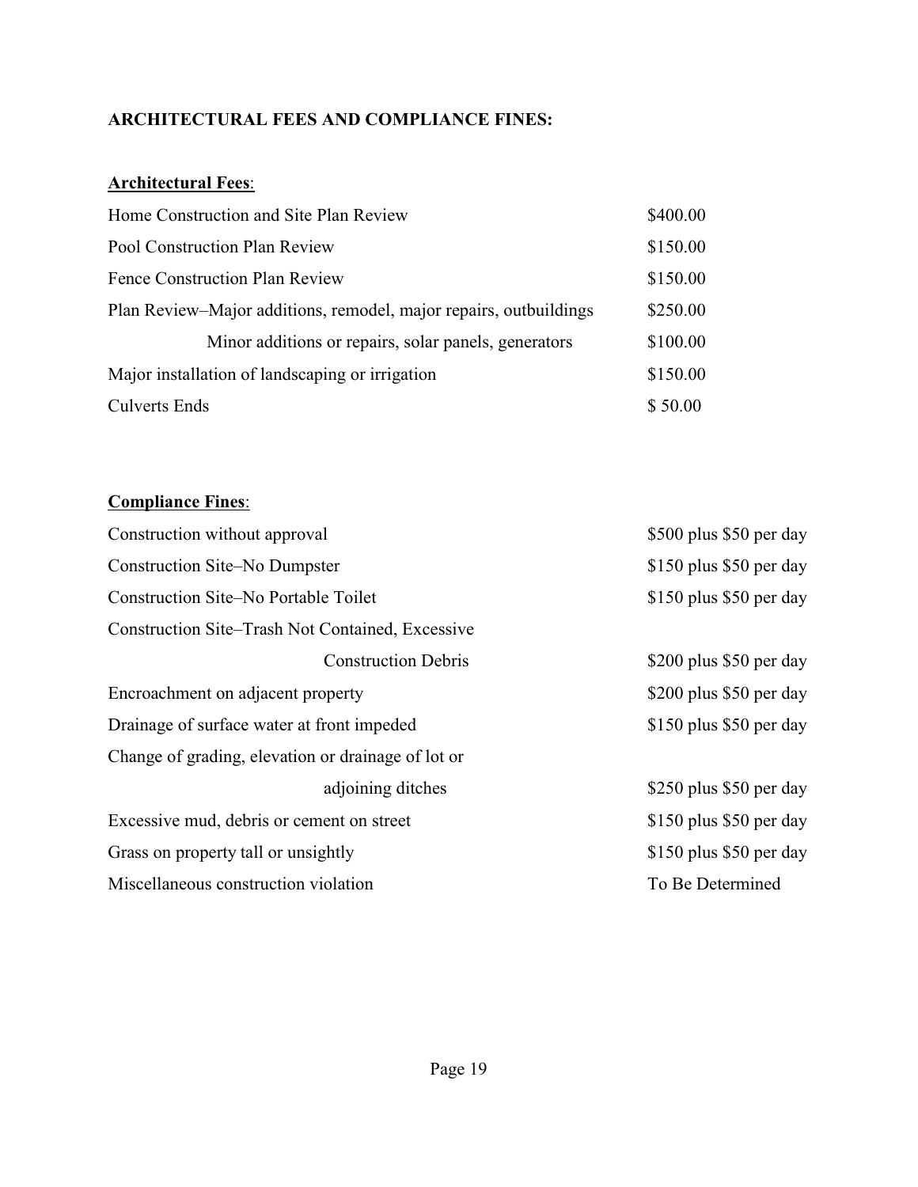## ARCHITECTURAL FEES AND COMPLIANCE FINES:

**Architectural Fees**:

| | |
|---|---|
| Home Construction and Site Plan Review | \$400.00 |
| Pool Construction Plan Review | \$150.00 |
| Fence Construction Plan Review | \$150.00 |
| Plan Review–Major additions, remodel, major repairs, outbuildings | \$250.00 |
| Minor additions or repairs, solar panels, generators | \$100.00 |
| Major installation of landscaping or irrigation | \$150.00 |
| Culverts Ends | \$ 50.00 |

**Compliance Fines**:

| | |
|---|---|
| Construction without approval | \$500 plus \$50 per day |
| Construction Site–No Dumpster | \$150 plus \$50 per day |
| Construction Site–No Portable Toilet | \$150 plus \$50 per day |
| Construction Site–Trash Not Contained, Excessive Construction Debris | \$200 plus \$50 per day |
| Encroachment on adjacent property | \$200 plus \$50 per day |
| Drainage of surface water at front impeded | \$150 plus \$50 per day |
| Change of grading, elevation or drainage of lot or adjoining ditches | \$250 plus \$50 per day |
| Excessive mud, debris or cement on street | \$150 plus \$50 per day |
| Grass on property tall or unsightly | \$150 plus \$50 per day |
| Miscellaneous construction violation | To Be Determined |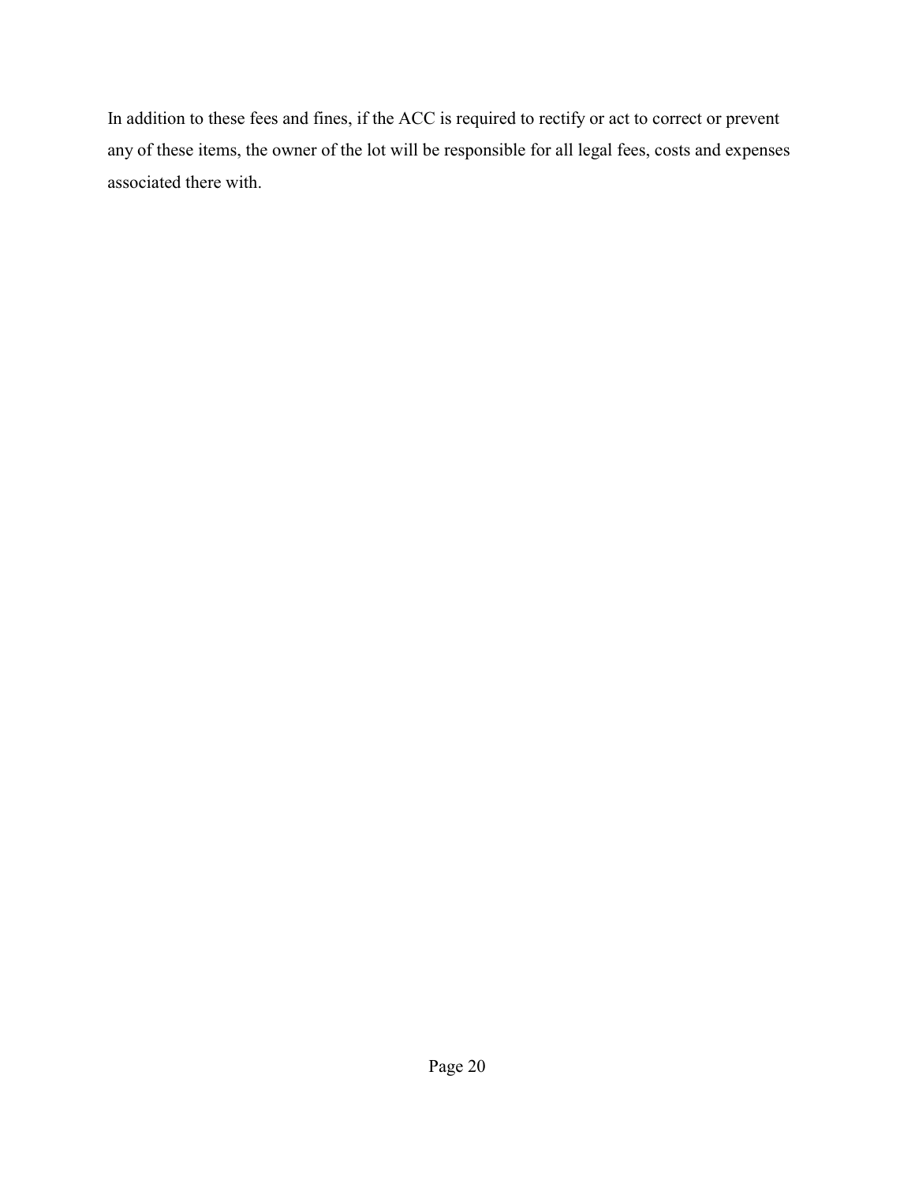In addition to these fees and fines, if the ACC is required to rectify or act to correct or prevent any of these items, the owner of the lot will be responsible for all legal fees, costs and expenses associated there with.